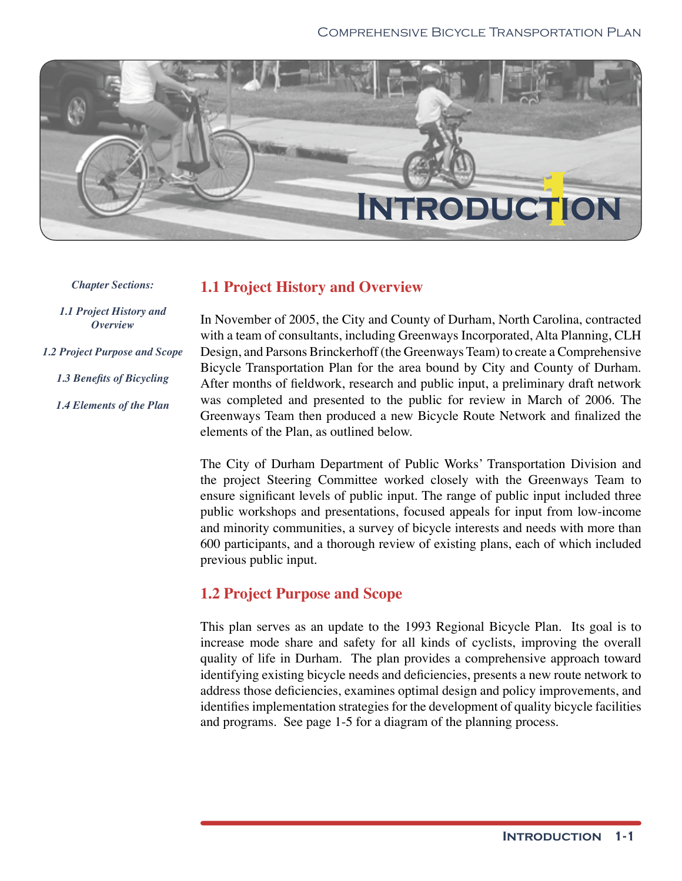// Chapter 1 Introduction

# 1 Introduction

*Chapter Sections:*

*1.1 Project History and Overview*

*1.2 Project Purpose and Scope*

*1.3 Benefits of Bicycling*

*1.4 Elements of the Plan*

## 1.1 Project History and Overview

In November of 2005, the City and County of Durham, North Carolina, contracted with a team of consultants, including Greenways Incorporated, Alta Planning, CLH Design, and Parsons Brinckerhoff (the Greenways Team) to create a Comprehensive Bicycle Transportation Plan for the area bound by City and County of Durham. After months of fieldwork, research and public input, a preliminary draft network was completed and presented to the public for review in March of 2006. The Greenways Team then produced a new Bicycle Route Network and finalized the elements of the Plan, as outlined below.

The City of Durham Department of Public Works' Transportation Division and the project Steering Committee worked closely with the Greenways Team to ensure significant levels of public input. The range of public input included three public workshops and presentations, focused appeals for input from low-income and minority communities, a survey of bicycle interests and needs with more than 600 participants, and a thorough review of existing plans, each of which included previous public input.

## 1.2 Project Purpose and Scope

This plan serves as an update to the 1993 Regional Bicycle Plan. Its goal is to increase mode share and safety for all kinds of cyclists, improving the overall quality of life in Durham. The plan provides a comprehensive approach toward identifying existing bicycle needs and deficiencies, presents a new route network to address those deficiencies, examines optimal design and policy improvements, and identifies implementation strategies for the development of quality bicycle facilities and programs. See page 1-5 for a diagram of the planning process.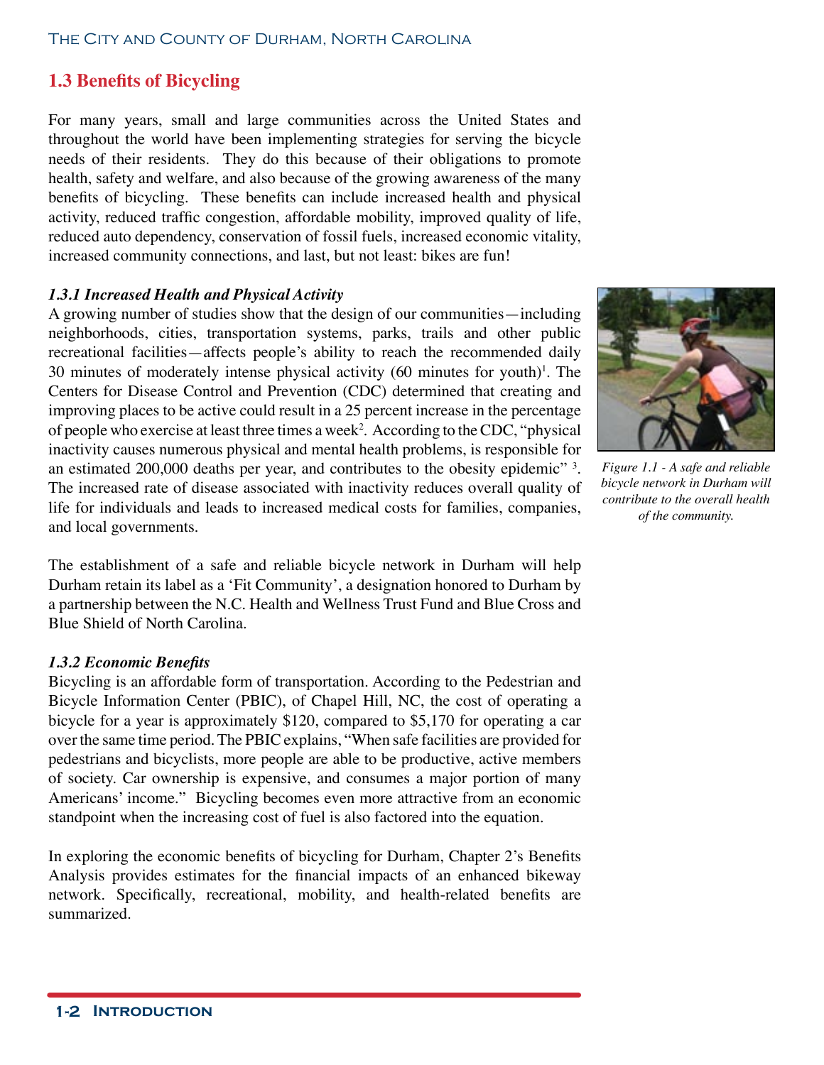## 1.3 Benefits of Bicycling

For many years, small and large communities across the United States and throughout the world have been implementing strategies for serving the bicycle needs of their residents. They do this because of their obligations to promote health, safety and welfare, and also because of the growing awareness of the many benefits of bicycling. These benefits can include increased health and physical activity, reduced traffic congestion, affordable mobility, improved quality of life, reduced auto dependency, conservation of fossil fuels, increased economic vitality, increased community connections, and last, but not least: bikes are fun!

### *1.3.1 Increased Health and Physical Activity*

A growing number of studies show that the design of our communities—including neighborhoods, cities, transportation systems, parks, trails and other public recreational facilities—affects people's ability to reach the recommended daily 30 minutes of moderately intense physical activity (60 minutes for youth)[1]. The Centers for Disease Control and Prevention (CDC) determined that creating and improving places to be active could result in a 25 percent increase in the percentage of people who exercise at least three times a week[2]. According to the CDC, "physical inactivity causes numerous physical and mental health problems, is responsible for an estimated 200,000 deaths per year, and contributes to the obesity epidemic" [3]. The increased rate of disease associated with inactivity reduces overall quality of life for individuals and leads to increased medical costs for families, companies, and local governments.

*Figure 1.1 - A safe and reliable bicycle network in Durham will contribute to the overall health of the community.*

The establishment of a safe and reliable bicycle network in Durham will help Durham retain its label as a 'Fit Community', a designation honored to Durham by a partnership between the N.C. Health and Wellness Trust Fund and Blue Cross and Blue Shield of North Carolina.

### *1.3.2 Economic Benefits*

Bicycling is an affordable form of transportation. According to the Pedestrian and Bicycle Information Center (PBIC), of Chapel Hill, NC, the cost of operating a bicycle for a year is approximately $120, compared to $5,170 for operating a car over the same time period. The PBIC explains, "When safe facilities are provided for pedestrians and bicyclists, more people are able to be productive, active members of society. Car ownership is expensive, and consumes a major portion of many Americans' income." Bicycling becomes even more attractive from an economic standpoint when the increasing cost of fuel is also factored into the equation.

In exploring the economic benefits of bicycling for Durham, Chapter 2's Benefits Analysis provides estimates for the financial impacts of an enhanced bikeway network. Specifically, recreational, mobility, and health-related benefits are summarized.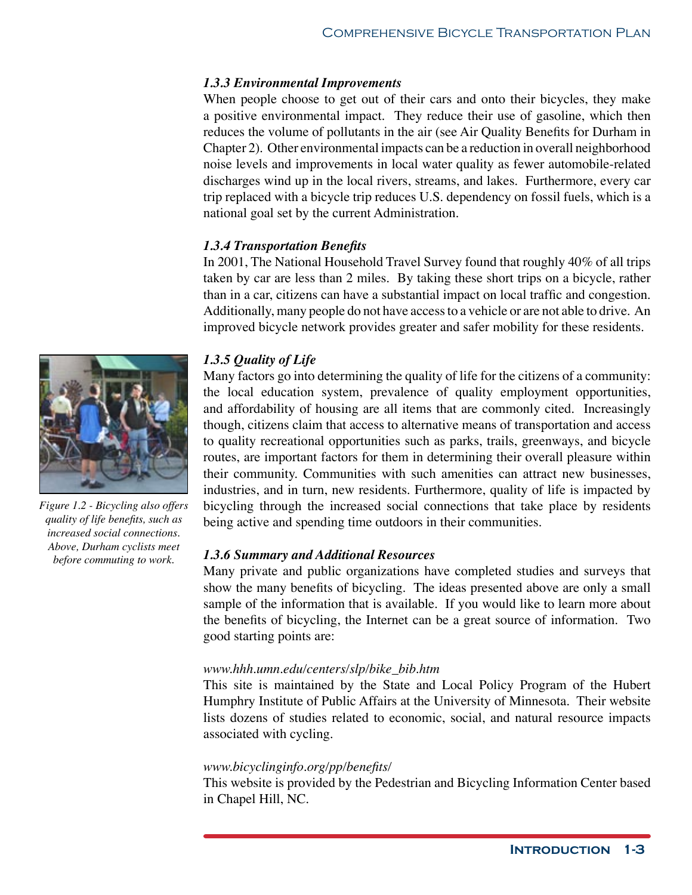### *1.3.3 Environmental Improvements*

When people choose to get out of their cars and onto their bicycles, they make a positive environmental impact. They reduce their use of gasoline, which then reduces the volume of pollutants in the air (see Air Quality Benefits for Durham in Chapter 2). Other environmental impacts can be a reduction in overall neighborhood noise levels and improvements in local water quality as fewer automobile-related discharges wind up in the local rivers, streams, and lakes. Furthermore, every car trip replaced with a bicycle trip reduces U.S. dependency on fossil fuels, which is a national goal set by the current Administration.

### *1.3.4 Transportation Benefits*

In 2001, The National Household Travel Survey found that roughly 40% of all trips taken by car are less than 2 miles. By taking these short trips on a bicycle, rather than in a car, citizens can have a substantial impact on local traffic and congestion. Additionally, many people do not have access to a vehicle or are not able to drive. An improved bicycle network provides greater and safer mobility for these residents.

### *1.3.5 Quality of Life*

Many factors go into determining the quality of life for the citizens of a community: the local education system, prevalence of quality employment opportunities, and affordability of housing are all items that are commonly cited. Increasingly though, citizens claim that access to alternative means of transportation and access to quality recreational opportunities such as parks, trails, greenways, and bicycle routes, are important factors for them in determining their overall pleasure within their community. Communities with such amenities can attract new businesses, industries, and in turn, new residents. Furthermore, quality of life is impacted by bicycling through the increased social connections that take place by residents being active and spending time outdoors in their communities.

*Figure 1.2 - Bicycling also offers quality of life benefits, such as increased social connections. Above, Durham cyclists meet before commuting to work.*

### *1.3.6 Summary and Additional Resources*

Many private and public organizations have completed studies and surveys that show the many benefits of bicycling. The ideas presented above are only a small sample of the information that is available. If you would like to learn more about the benefits of bicycling, the Internet can be a great source of information. Two good starting points are:

*www.hhh.umn.edu/centers/slp/bike_bib.htm*

This site is maintained by the State and Local Policy Program of the Hubert Humphry Institute of Public Affairs at the University of Minnesota. Their website lists dozens of studies related to economic, social, and natural resource impacts associated with cycling.

*www.bicyclinginfo.org/pp/benefits/*

This website is provided by the Pedestrian and Bicycling Information Center based in Chapel Hill, NC.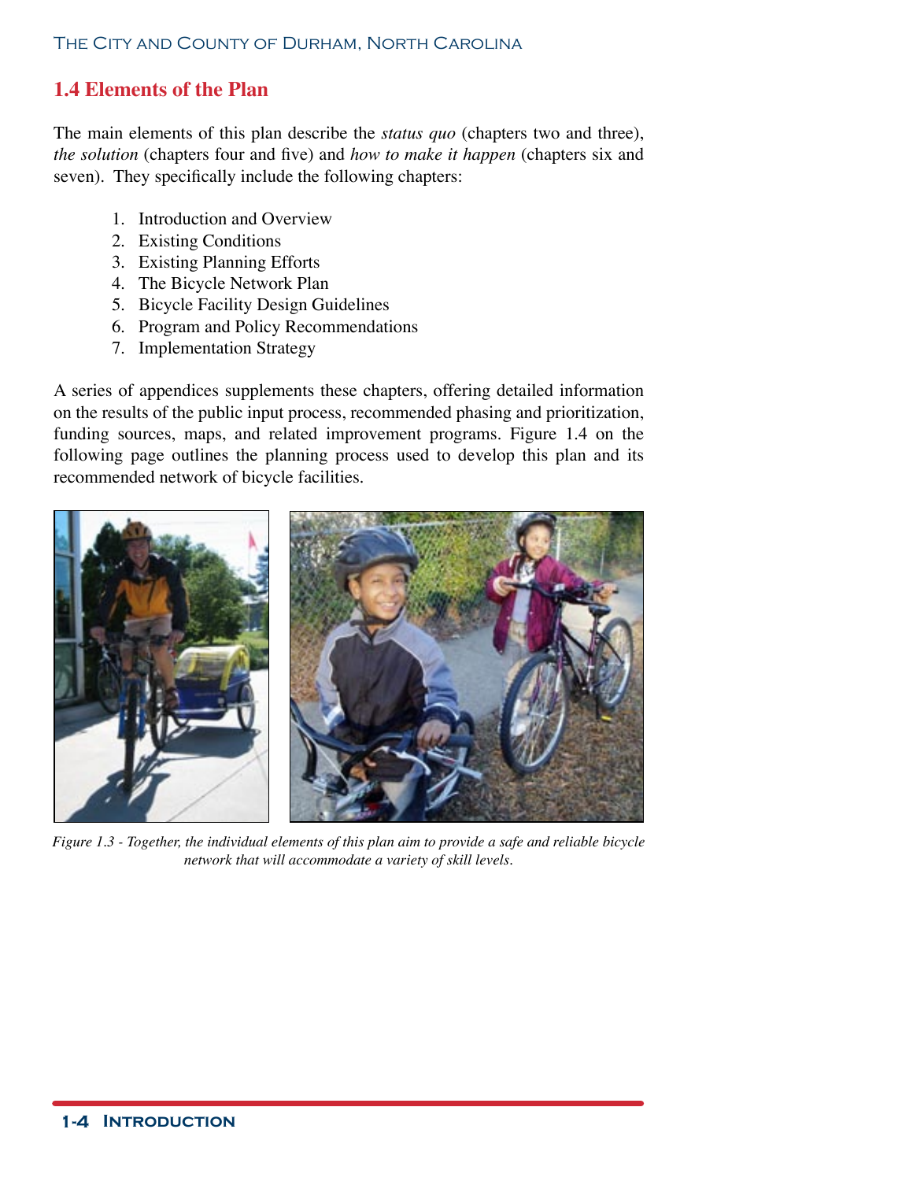## 1.4 Elements of the Plan

The main elements of this plan describe the *status quo* (chapters two and three), *the solution* (chapters four and five) and *how to make it happen* (chapters six and seven). They specifically include the following chapters:

1. Introduction and Overview
2. Existing Conditions
3. Existing Planning Efforts
4. The Bicycle Network Plan
5. Bicycle Facility Design Guidelines
6. Program and Policy Recommendations
7. Implementation Strategy

A series of appendices supplements these chapters, offering detailed information on the results of the public input process, recommended phasing and prioritization, funding sources, maps, and related improvement programs. Figure 1.4 on the following page outlines the planning process used to develop this plan and its recommended network of bicycle facilities.

*Figure 1.3 - Together, the individual elements of this plan aim to provide a safe and reliable bicycle network that will accommodate a variety of skill levels.*